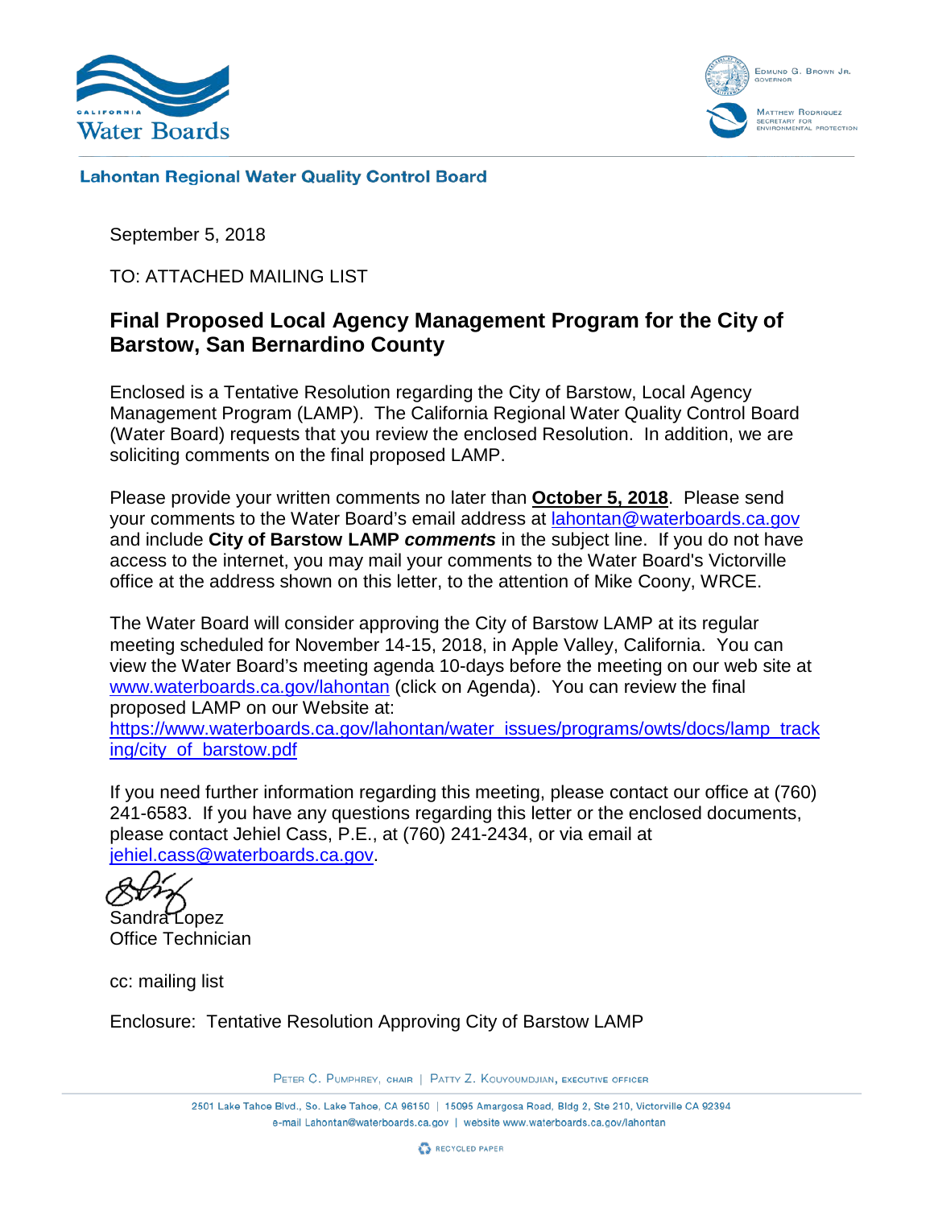California Water Boards

Edmund G. Brown Jr.
Governor

Matthew Rodriquez
Secretary for Environmental Protection

**Lahontan Regional Water Quality Control Board**

September 5, 2018

TO: ATTACHED MAILING LIST

## Final Proposed Local Agency Management Program for the City of Barstow, San Bernardino County

Enclosed is a Tentative Resolution regarding the City of Barstow, Local Agency Management Program (LAMP). The California Regional Water Quality Control Board (Water Board) requests that you review the enclosed Resolution. In addition, we are soliciting comments on the final proposed LAMP.

Please provide your written comments no later than **October 5, 2018**. Please send your comments to the Water Board's email address at lahontan@waterboards.ca.gov and include **City of Barstow LAMP *comments*** in the subject line. If you do not have access to the internet, you may mail your comments to the Water Board's Victorville office at the address shown on this letter, to the attention of Mike Coony, WRCE.

The Water Board will consider approving the City of Barstow LAMP at its regular meeting scheduled for November 14-15, 2018, in Apple Valley, California. You can view the Water Board's meeting agenda 10-days before the meeting on our web site at www.waterboards.ca.gov/lahontan (click on Agenda). You can review the final proposed LAMP on our Website at: https://www.waterboards.ca.gov/lahontan/water_issues/programs/owts/docs/lamp_tracking/city_of_barstow.pdf

If you need further information regarding this meeting, please contact our office at (760) 241-6583. If you have any questions regarding this letter or the enclosed documents, please contact Jehiel Cass, P.E., at (760) 241-2434, or via email at jehiel.cass@waterboards.ca.gov.

Sandra Lopez
Office Technician

cc: mailing list

Enclosure: Tentative Resolution Approving City of Barstow LAMP

Peter C. Pumphrey, Chair | Patty Z. Kouyoumdjian, Executive Officer

2501 Lake Tahoe Blvd., So. Lake Tahoe, CA 96150 | 15095 Amargosa Road, Bldg 2, Ste 210, Victorville CA 92394
e-mail Lahontan@waterboards.ca.gov | website www.waterboards.ca.gov/lahontan

Recycled Paper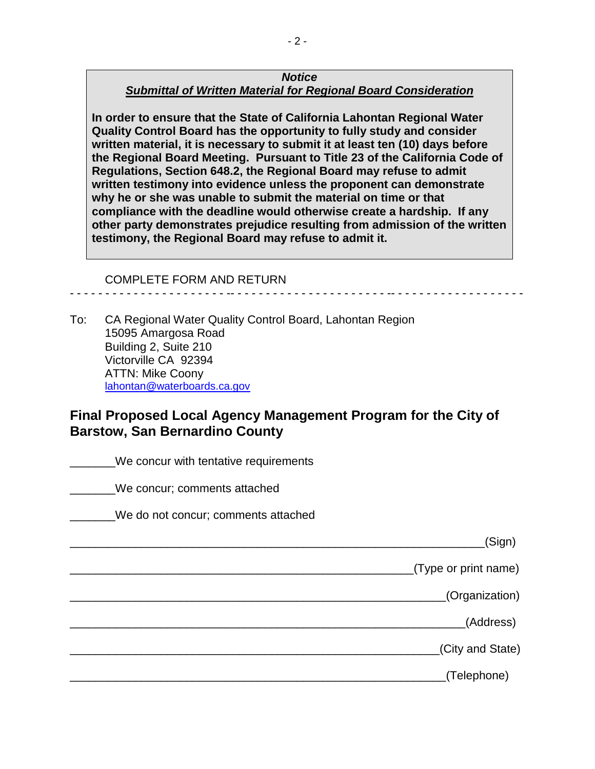***Notice***

***Submittal of Written Material for Regional Board Consideration***

**In order to ensure that the State of California Lahontan Regional Water Quality Control Board has the opportunity to fully study and consider written material, it is necessary to submit it at least ten (10) days before the Regional Board Meeting. Pursuant to Title 23 of the California Code of Regulations, Section 648.2, the Regional Board may refuse to admit written testimony into evidence unless the proponent can demonstrate why he or she was unable to submit the material on time or that compliance with the deadline would otherwise create a hardship. If any other party demonstrates prejudice resulting from admission of the written testimony, the Regional Board may refuse to admit it.**

COMPLETE FORM AND RETURN

- - - - - - - - - - - - - - - - - - - - - - - - - - - - - - - - - - - - - - - - - - - - - - - - - - - - - - - - - - - - -

To: CA Regional Water Quality Control Board, Lahontan Region
15095 Amargosa Road
Building 2, Suite 210
Victorville CA 92394
ATTN: Mike Coony
lahontan@waterboards.ca.gov

## Final Proposed Local Agency Management Program for the City of Barstow, San Bernardino County

_______We concur with tentative requirements

_______We concur; comments attached

_______We do not concur; comments attached

______________________________________________________________(Sign)

____________________________________________________(Type or print name)

_________________________________________________________(Organization)

____________________________________________________________(Address)

________________________________________________________(City and State)

_________________________________________________________(Telephone)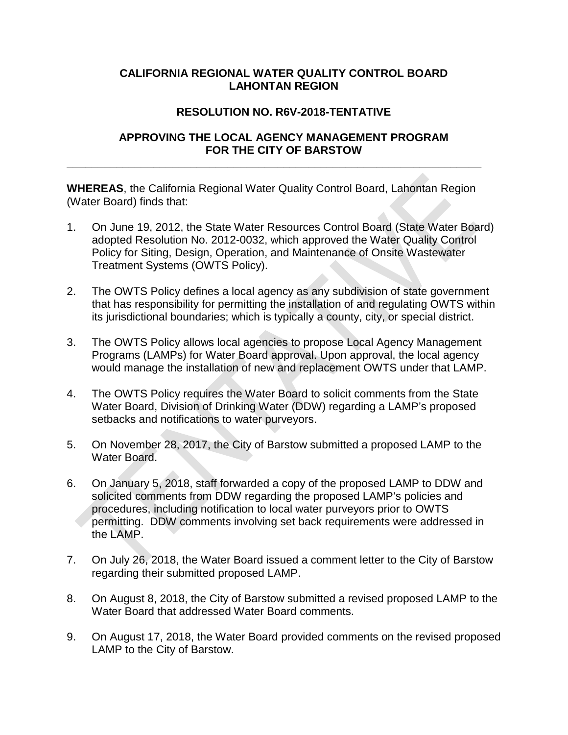**CALIFORNIA REGIONAL WATER QUALITY CONTROL BOARD**
**LAHONTAN REGION**

**RESOLUTION NO. R6V-2018-TENTATIVE**

**APPROVING THE LOCAL AGENCY MANAGEMENT PROGRAM FOR THE CITY OF BARSTOW**

---

**WHEREAS**, the California Regional Water Quality Control Board, Lahontan Region (Water Board) finds that:

1. On June 19, 2012, the State Water Resources Control Board (State Water Board) adopted Resolution No. 2012-0032, which approved the Water Quality Control Policy for Siting, Design, Operation, and Maintenance of Onsite Wastewater Treatment Systems (OWTS Policy).

2. The OWTS Policy defines a local agency as any subdivision of state government that has responsibility for permitting the installation of and regulating OWTS within its jurisdictional boundaries; which is typically a county, city, or special district.

3. The OWTS Policy allows local agencies to propose Local Agency Management Programs (LAMPs) for Water Board approval. Upon approval, the local agency would manage the installation of new and replacement OWTS under that LAMP.

4. The OWTS Policy requires the Water Board to solicit comments from the State Water Board, Division of Drinking Water (DDW) regarding a LAMP's proposed setbacks and notifications to water purveyors.

5. On November 28, 2017, the City of Barstow submitted a proposed LAMP to the Water Board.

6. On January 5, 2018, staff forwarded a copy of the proposed LAMP to DDW and solicited comments from DDW regarding the proposed LAMP's policies and procedures, including notification to local water purveyors prior to OWTS permitting. DDW comments involving set back requirements were addressed in the LAMP.

7. On July 26, 2018, the Water Board issued a comment letter to the City of Barstow regarding their submitted proposed LAMP.

8. On August 8, 2018, the City of Barstow submitted a revised proposed LAMP to the Water Board that addressed Water Board comments.

9. On August 17, 2018, the Water Board provided comments on the revised proposed LAMP to the City of Barstow.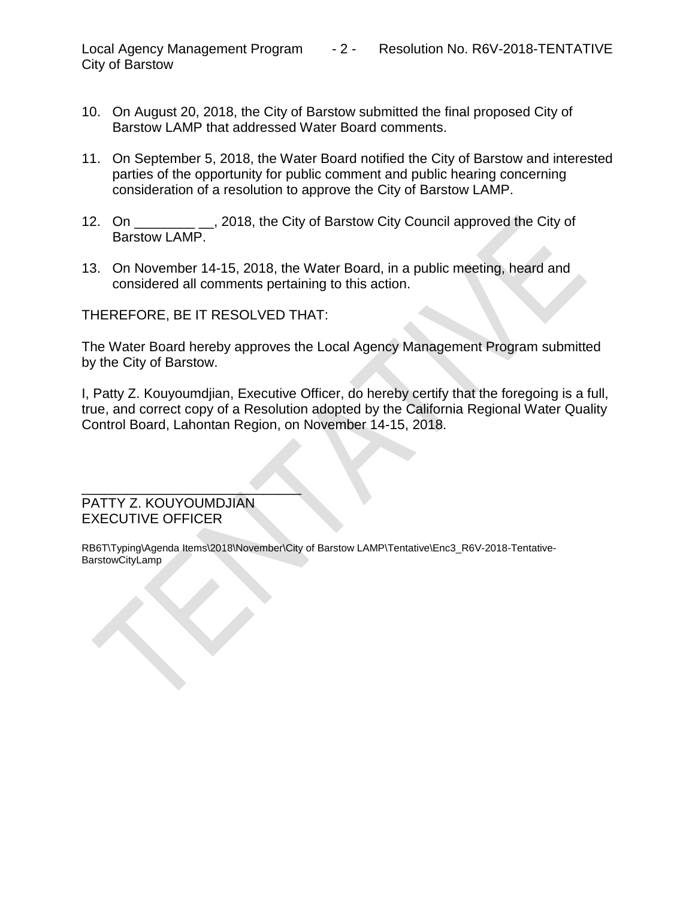10. On August 20, 2018, the City of Barstow submitted the final proposed City of Barstow LAMP that addressed Water Board comments.

11. On September 5, 2018, the Water Board notified the City of Barstow and interested parties of the opportunity for public comment and public hearing concerning consideration of a resolution to approve the City of Barstow LAMP.

12. On ________ __, 2018, the City of Barstow City Council approved the City of Barstow LAMP.

13. On November 14-15, 2018, the Water Board, in a public meeting, heard and considered all comments pertaining to this action.

THEREFORE, BE IT RESOLVED THAT:

The Water Board hereby approves the Local Agency Management Program submitted by the City of Barstow.

I, Patty Z. Kouyoumdjian, Executive Officer, do hereby certify that the foregoing is a full, true, and correct copy of a Resolution adopted by the California Regional Water Quality Control Board, Lahontan Region, on November 14-15, 2018.

______________________________
PATTY Z. KOUYOUMDJIAN
EXECUTIVE OFFICER

RB6T\Typing\Agenda Items\2018\November\City of Barstow LAMP\Tentative\Enc3_R6V-2018-Tentative-BarstowCityLamp